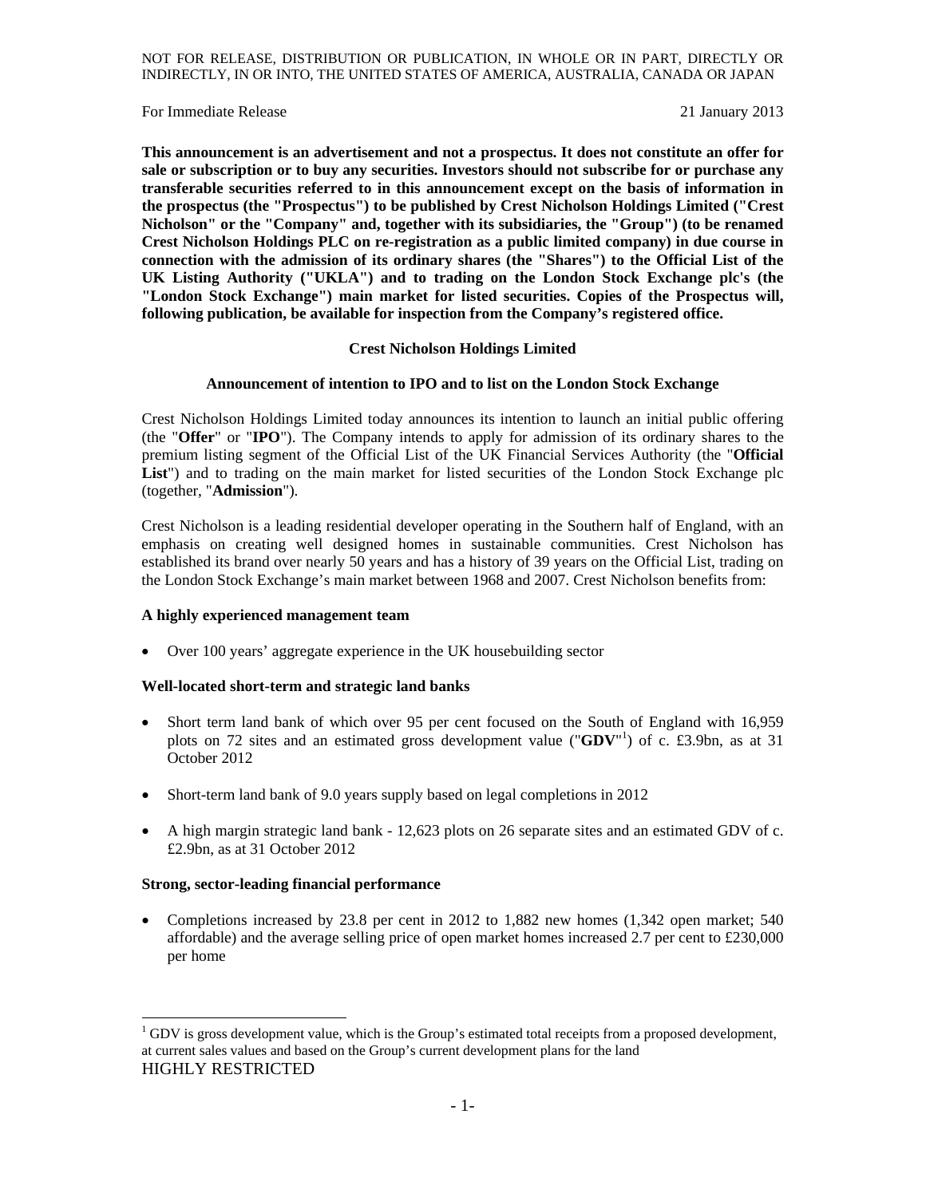NOT FOR RELEASE, DISTRIBUTION OR PUBLICATION, IN WHOLE OR IN PART, DIRECTLY OR INDIRECTLY, IN OR INTO, THE UNITED STATES OF AMERICA, AUSTRALIA, CANADA OR JAPAN

For Immediate Release 21 January 2013

**This announcement is an advertisement and not a prospectus. It does not constitute an offer for sale or subscription or to buy any securities. Investors should not subscribe for or purchase any transferable securities referred to in this announcement except on the basis of information in the prospectus (the "Prospectus") to be published by Crest Nicholson Holdings Limited ("Crest Nicholson" or the "Company" and, together with its subsidiaries, the "Group") (to be renamed Crest Nicholson Holdings PLC on re-registration as a public limited company) in due course in connection with the admission of its ordinary shares (the "Shares") to the Official List of the UK Listing Authority ("UKLA") and to trading on the London Stock Exchange plc's (the "London Stock Exchange") main market for listed securities. Copies of the Prospectus will, following publication, be available for inspection from the Company's registered office.**

## Crest Nicholson Holdings Limited

### Announcement of intention to IPO and to list on the London Stock Exchange

Crest Nicholson Holdings Limited today announces its intention to launch an initial public offering (the "**Offer**" or "**IPO**"). The Company intends to apply for admission of its ordinary shares to the premium listing segment of the Official List of the UK Financial Services Authority (the "**Official List**") and to trading on the main market for listed securities of the London Stock Exchange plc (together, "**Admission**").

Crest Nicholson is a leading residential developer operating in the Southern half of England, with an emphasis on creating well designed homes in sustainable communities. Crest Nicholson has established its brand over nearly 50 years and has a history of 39 years on the Official List, trading on the London Stock Exchange's main market between 1968 and 2007. Crest Nicholson benefits from:

**A highly experienced management team**

- Over 100 years' aggregate experience in the UK housebuilding sector

**Well-located short-term and strategic land banks**

- Short term land bank of which over 95 per cent focused on the South of England with 16,959 plots on 72 sites and an estimated gross development value ("**GDV**"[1]) of c. £3.9bn, as at 31 October 2012
- Short-term land bank of 9.0 years supply based on legal completions in 2012
- A high margin strategic land bank - 12,623 plots on 26 separate sites and an estimated GDV of c. £2.9bn, as at 31 October 2012

**Strong, sector-leading financial performance**

- Completions increased by 23.8 per cent in 2012 to 1,882 new homes (1,342 open market; 540 affordable) and the average selling price of open market homes increased 2.7 per cent to £230,000 per home

[1] GDV is gross development value, which is the Group's estimated total receipts from a proposed development, at current sales values and based on the Group's current development plans for the land

HIGHLY RESTRICTED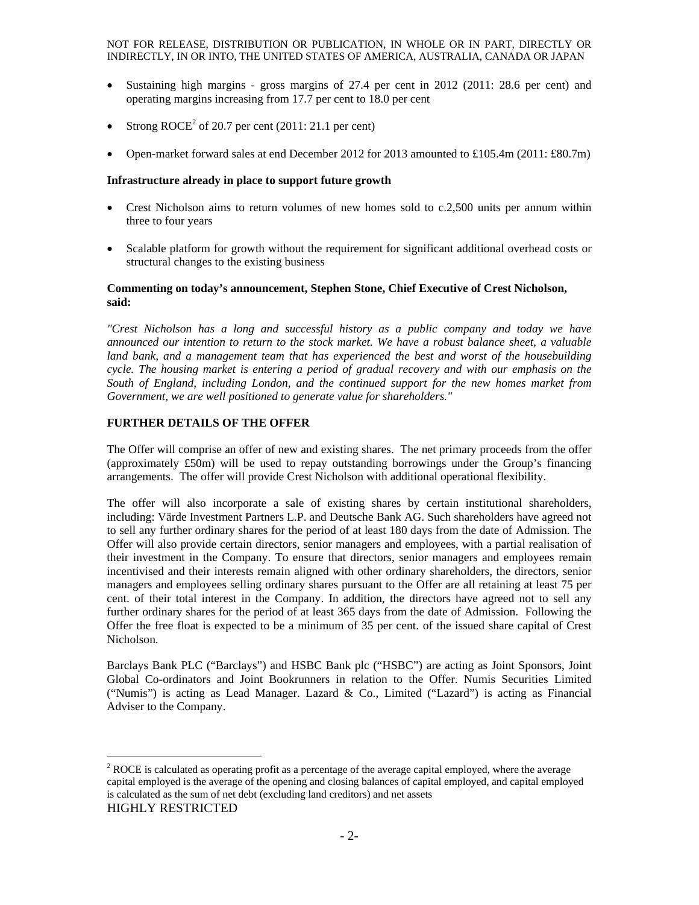- Sustaining high margins - gross margins of 27.4 per cent in 2012 (2011: 28.6 per cent) and operating margins increasing from 17.7 per cent to 18.0 per cent

- Strong ROCE[2] of 20.7 per cent (2011: 21.1 per cent)

- Open-market forward sales at end December 2012 for 2013 amounted to £105.4m (2011: £80.7m)

**Infrastructure already in place to support future growth**

- Crest Nicholson aims to return volumes of new homes sold to c.2,500 units per annum within three to four years

- Scalable platform for growth without the requirement for significant additional overhead costs or structural changes to the existing business

**Commenting on today's announcement, Stephen Stone, Chief Executive of Crest Nicholson, said:**

*"Crest Nicholson has a long and successful history as a public company and today we have announced our intention to return to the stock market. We have a robust balance sheet, a valuable land bank, and a management team that has experienced the best and worst of the housebuilding cycle. The housing market is entering a period of gradual recovery and with our emphasis on the South of England, including London, and the continued support for the new homes market from Government, we are well positioned to generate value for shareholders."*

**FURTHER DETAILS OF THE OFFER**

The Offer will comprise an offer of new and existing shares. The net primary proceeds from the offer (approximately £50m) will be used to repay outstanding borrowings under the Group's financing arrangements. The offer will provide Crest Nicholson with additional operational flexibility.

The offer will also incorporate a sale of existing shares by certain institutional shareholders, including: Värde Investment Partners L.P. and Deutsche Bank AG. Such shareholders have agreed not to sell any further ordinary shares for the period of at least 180 days from the date of Admission. The Offer will also provide certain directors, senior managers and employees, with a partial realisation of their investment in the Company. To ensure that directors, senior managers and employees remain incentivised and their interests remain aligned with other ordinary shareholders, the directors, senior managers and employees selling ordinary shares pursuant to the Offer are all retaining at least 75 per cent. of their total interest in the Company. In addition, the directors have agreed not to sell any further ordinary shares for the period of at least 365 days from the date of Admission. Following the Offer the free float is expected to be a minimum of 35 per cent. of the issued share capital of Crest Nicholson.

Barclays Bank PLC ("Barclays") and HSBC Bank plc ("HSBC") are acting as Joint Sponsors, Joint Global Co-ordinators and Joint Bookrunners in relation to the Offer. Numis Securities Limited ("Numis") is acting as Lead Manager. Lazard & Co., Limited ("Lazard") is acting as Financial Adviser to the Company.

[2] ROCE is calculated as operating profit as a percentage of the average capital employed, where the average capital employed is the average of the opening and closing balances of capital employed, and capital employed is calculated as the sum of net debt (excluding land creditors) and net assets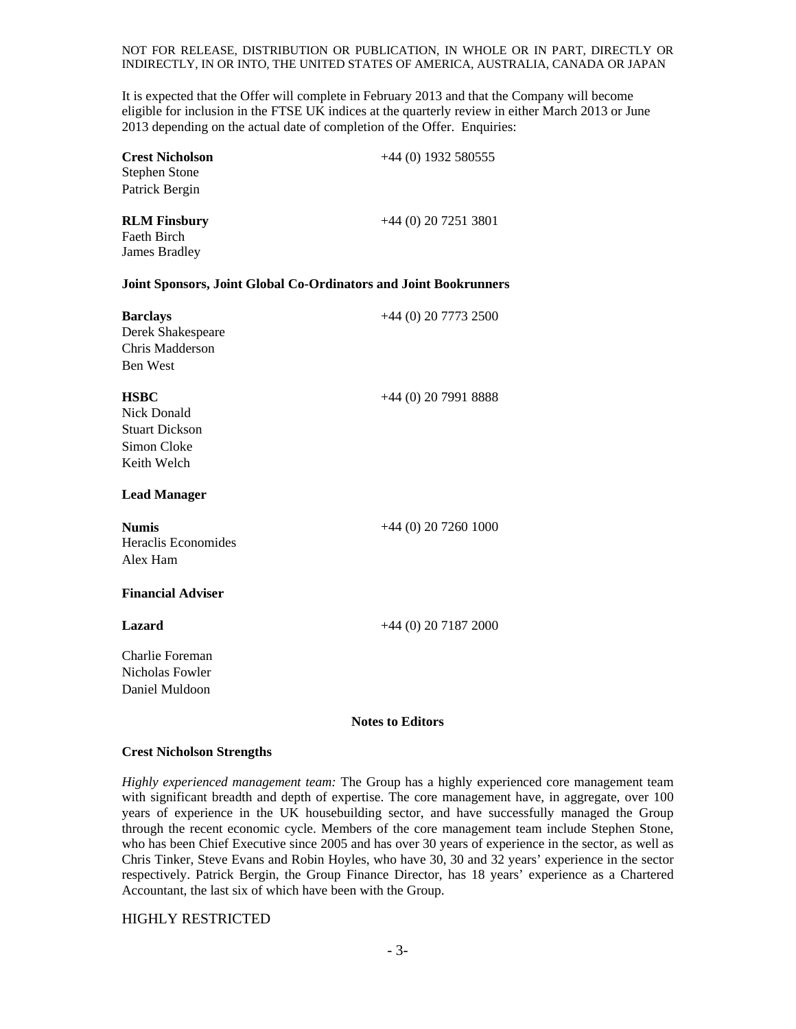It is expected that the Offer will complete in February 2013 and that the Company will become eligible for inclusion in the FTSE UK indices at the quarterly review in either March 2013 or June 2013 depending on the actual date of completion of the Offer. Enquiries:

**Crest Nicholson** +44 (0) 1932 580555
Stephen Stone
Patrick Bergin

**RLM Finsbury** +44 (0) 20 7251 3801
Faeth Birch
James Bradley

**Joint Sponsors, Joint Global Co-Ordinators and Joint Bookrunners**

**Barclays** +44 (0) 20 7773 2500
Derek Shakespeare
Chris Madderson
Ben West

**HSBC** +44 (0) 20 7991 8888
Nick Donald
Stuart Dickson
Simon Cloke
Keith Welch

**Lead Manager**

**Numis** +44 (0) 20 7260 1000
Heraclis Economides
Alex Ham

**Financial Adviser**

**Lazard** +44 (0) 20 7187 2000

Charlie Foreman
Nicholas Fowler
Daniel Muldoon

**Notes to Editors**

**Crest Nicholson Strengths**

*Highly experienced management team:* The Group has a highly experienced core management team with significant breadth and depth of expertise. The core management have, in aggregate, over 100 years of experience in the UK housebuilding sector, and have successfully managed the Group through the recent economic cycle. Members of the core management team include Stephen Stone, who has been Chief Executive since 2005 and has over 30 years of experience in the sector, as well as Chris Tinker, Steve Evans and Robin Hoyles, who have 30, 30 and 32 years' experience in the sector respectively. Patrick Bergin, the Group Finance Director, has 18 years' experience as a Chartered Accountant, the last six of which have been with the Group.

HIGHLY RESTRICTED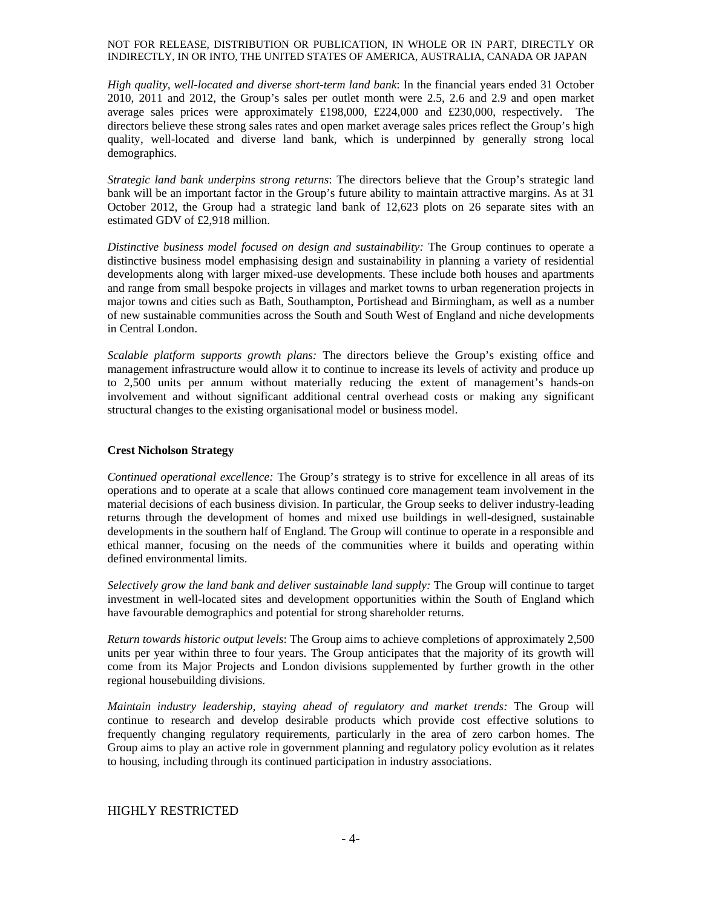*High quality, well-located and diverse short-term land bank*: In the financial years ended 31 October 2010, 2011 and 2012, the Group's sales per outlet month were 2.5, 2.6 and 2.9 and open market average sales prices were approximately £198,000, £224,000 and £230,000, respectively. The directors believe these strong sales rates and open market average sales prices reflect the Group's high quality, well-located and diverse land bank, which is underpinned by generally strong local demographics.

*Strategic land bank underpins strong returns*: The directors believe that the Group's strategic land bank will be an important factor in the Group's future ability to maintain attractive margins. As at 31 October 2012, the Group had a strategic land bank of 12,623 plots on 26 separate sites with an estimated GDV of £2,918 million.

*Distinctive business model focused on design and sustainability:* The Group continues to operate a distinctive business model emphasising design and sustainability in planning a variety of residential developments along with larger mixed-use developments. These include both houses and apartments and range from small bespoke projects in villages and market towns to urban regeneration projects in major towns and cities such as Bath, Southampton, Portishead and Birmingham, as well as a number of new sustainable communities across the South and South West of England and niche developments in Central London.

*Scalable platform supports growth plans:* The directors believe the Group's existing office and management infrastructure would allow it to continue to increase its levels of activity and produce up to 2,500 units per annum without materially reducing the extent of management's hands-on involvement and without significant additional central overhead costs or making any significant structural changes to the existing organisational model or business model.

**Crest Nicholson Strategy**

*Continued operational excellence:* The Group's strategy is to strive for excellence in all areas of its operations and to operate at a scale that allows continued core management team involvement in the material decisions of each business division. In particular, the Group seeks to deliver industry-leading returns through the development of homes and mixed use buildings in well-designed, sustainable developments in the southern half of England. The Group will continue to operate in a responsible and ethical manner, focusing on the needs of the communities where it builds and operating within defined environmental limits.

*Selectively grow the land bank and deliver sustainable land supply:* The Group will continue to target investment in well-located sites and development opportunities within the South of England which have favourable demographics and potential for strong shareholder returns.

*Return towards historic output levels*: The Group aims to achieve completions of approximately 2,500 units per year within three to four years. The Group anticipates that the majority of its growth will come from its Major Projects and London divisions supplemented by further growth in the other regional housebuilding divisions.

*Maintain industry leadership, staying ahead of regulatory and market trends:* The Group will continue to research and develop desirable products which provide cost effective solutions to frequently changing regulatory requirements, particularly in the area of zero carbon homes. The Group aims to play an active role in government planning and regulatory policy evolution as it relates to housing, including through its continued participation in industry associations.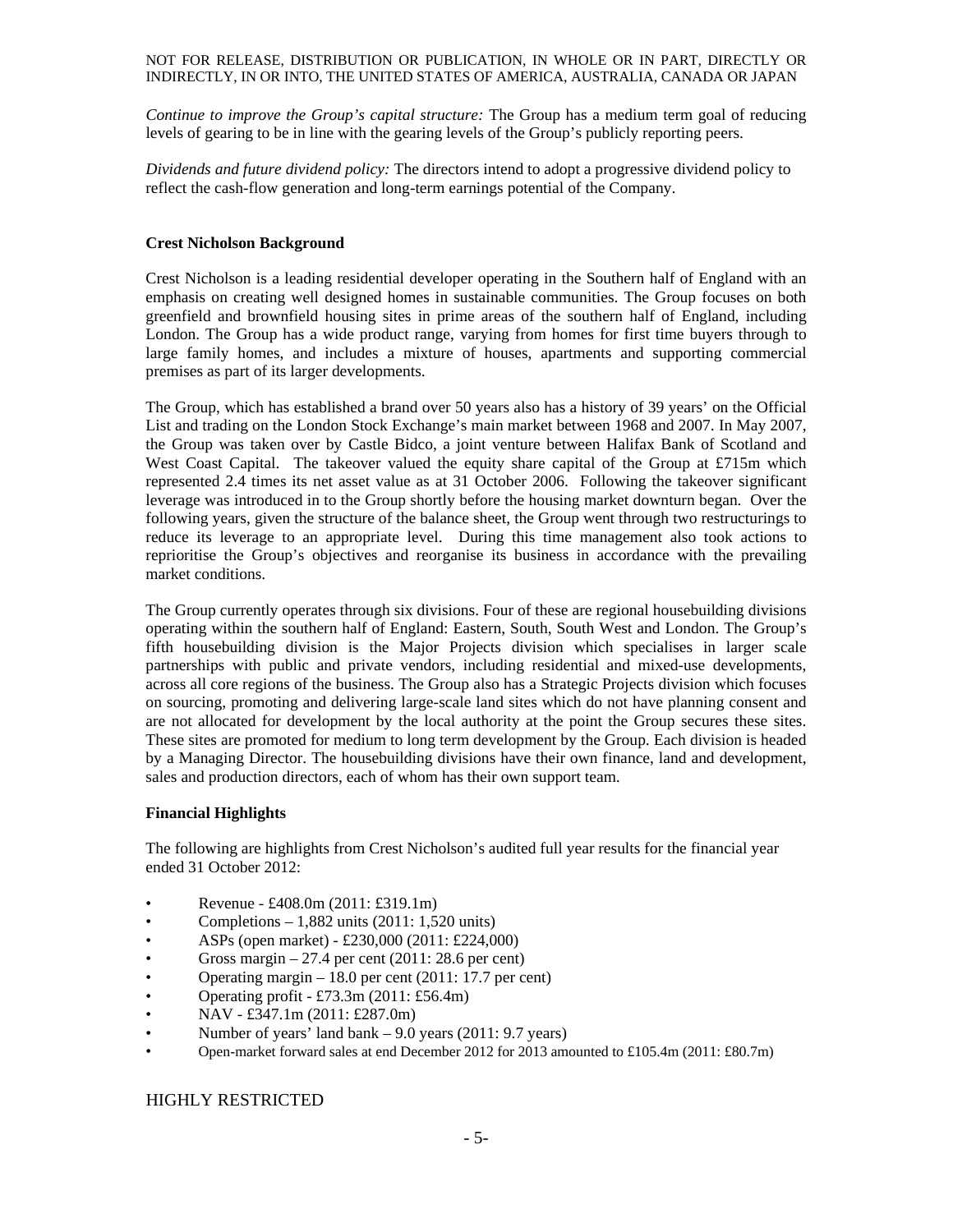*Continue to improve the Group's capital structure:* The Group has a medium term goal of reducing levels of gearing to be in line with the gearing levels of the Group's publicly reporting peers.

*Dividends and future dividend policy:* The directors intend to adopt a progressive dividend policy to reflect the cash-flow generation and long-term earnings potential of the Company.

**Crest Nicholson Background**

Crest Nicholson is a leading residential developer operating in the Southern half of England with an emphasis on creating well designed homes in sustainable communities. The Group focuses on both greenfield and brownfield housing sites in prime areas of the southern half of England, including London. The Group has a wide product range, varying from homes for first time buyers through to large family homes, and includes a mixture of houses, apartments and supporting commercial premises as part of its larger developments.

The Group, which has established a brand over 50 years also has a history of 39 years' on the Official List and trading on the London Stock Exchange's main market between 1968 and 2007. In May 2007, the Group was taken over by Castle Bidco, a joint venture between Halifax Bank of Scotland and West Coast Capital. The takeover valued the equity share capital of the Group at £715m which represented 2.4 times its net asset value as at 31 October 2006. Following the takeover significant leverage was introduced in to the Group shortly before the housing market downturn began. Over the following years, given the structure of the balance sheet, the Group went through two restructurings to reduce its leverage to an appropriate level. During this time management also took actions to reprioritise the Group's objectives and reorganise its business in accordance with the prevailing market conditions.

The Group currently operates through six divisions. Four of these are regional housebuilding divisions operating within the southern half of England: Eastern, South, South West and London. The Group's fifth housebuilding division is the Major Projects division which specialises in larger scale partnerships with public and private vendors, including residential and mixed-use developments, across all core regions of the business. The Group also has a Strategic Projects division which focuses on sourcing, promoting and delivering large-scale land sites which do not have planning consent and are not allocated for development by the local authority at the point the Group secures these sites. These sites are promoted for medium to long term development by the Group. Each division is headed by a Managing Director. The housebuilding divisions have their own finance, land and development, sales and production directors, each of whom has their own support team.

**Financial Highlights**

The following are highlights from Crest Nicholson's audited full year results for the financial year ended 31 October 2012:

- Revenue - £408.0m (2011: £319.1m)
- Completions – 1,882 units (2011: 1,520 units)
- ASPs (open market) - £230,000 (2011: £224,000)
- Gross margin – 27.4 per cent (2011: 28.6 per cent)
- Operating margin – 18.0 per cent (2011: 17.7 per cent)
- Operating profit - £73.3m (2011: £56.4m)
- NAV - £347.1m (2011: £287.0m)
- Number of years' land bank – 9.0 years (2011: 9.7 years)
- Open-market forward sales at end December 2012 for 2013 amounted to £105.4m (2011: £80.7m)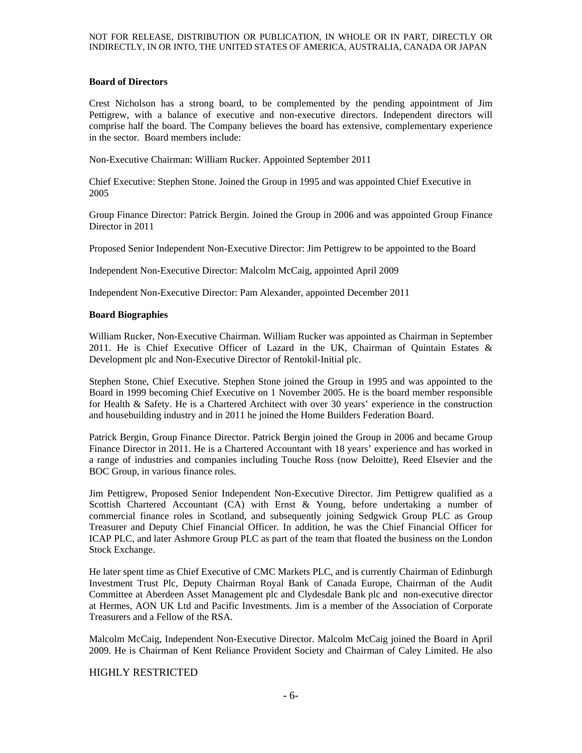### Board of Directors

Crest Nicholson has a strong board, to be complemented by the pending appointment of Jim Pettigrew, with a balance of executive and non-executive directors. Independent directors will comprise half the board. The Company believes the board has extensive, complementary experience in the sector. Board members include:

Non-Executive Chairman: William Rucker. Appointed September 2011

Chief Executive: Stephen Stone. Joined the Group in 1995 and was appointed Chief Executive in 2005

Group Finance Director: Patrick Bergin. Joined the Group in 2006 and was appointed Group Finance Director in 2011

Proposed Senior Independent Non-Executive Director: Jim Pettigrew to be appointed to the Board

Independent Non-Executive Director: Malcolm McCaig, appointed April 2009

Independent Non-Executive Director: Pam Alexander, appointed December 2011

### Board Biographies

William Rucker, Non-Executive Chairman. William Rucker was appointed as Chairman in September 2011. He is Chief Executive Officer of Lazard in the UK, Chairman of Quintain Estates & Development plc and Non-Executive Director of Rentokil-Initial plc.

Stephen Stone, Chief Executive. Stephen Stone joined the Group in 1995 and was appointed to the Board in 1999 becoming Chief Executive on 1 November 2005. He is the board member responsible for Health & Safety. He is a Chartered Architect with over 30 years' experience in the construction and housebuilding industry and in 2011 he joined the Home Builders Federation Board.

Patrick Bergin, Group Finance Director. Patrick Bergin joined the Group in 2006 and became Group Finance Director in 2011. He is a Chartered Accountant with 18 years' experience and has worked in a range of industries and companies including Touche Ross (now Deloitte), Reed Elsevier and the BOC Group, in various finance roles.

Jim Pettigrew, Proposed Senior Independent Non-Executive Director. Jim Pettigrew qualified as a Scottish Chartered Accountant (CA) with Ernst & Young, before undertaking a number of commercial finance roles in Scotland, and subsequently joining Sedgwick Group PLC as Group Treasurer and Deputy Chief Financial Officer. In addition, he was the Chief Financial Officer for ICAP PLC, and later Ashmore Group PLC as part of the team that floated the business on the London Stock Exchange.

He later spent time as Chief Executive of CMC Markets PLC, and is currently Chairman of Edinburgh Investment Trust Plc, Deputy Chairman Royal Bank of Canada Europe, Chairman of the Audit Committee at Aberdeen Asset Management plc and Clydesdale Bank plc and non-executive director at Hermes, AON UK Ltd and Pacific Investments. Jim is a member of the Association of Corporate Treasurers and a Fellow of the RSA.

Malcolm McCaig, Independent Non-Executive Director. Malcolm McCaig joined the Board in April 2009. He is Chairman of Kent Reliance Provident Society and Chairman of Caley Limited. He also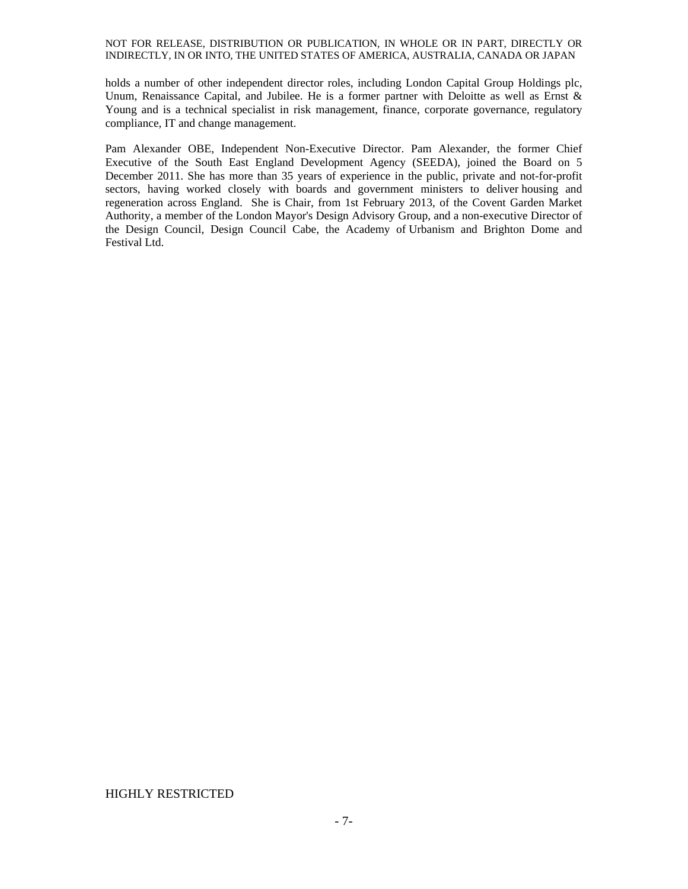holds a number of other independent director roles, including London Capital Group Holdings plc, Unum, Renaissance Capital, and Jubilee. He is a former partner with Deloitte as well as Ernst & Young and is a technical specialist in risk management, finance, corporate governance, regulatory compliance, IT and change management.

Pam Alexander OBE, Independent Non-Executive Director. Pam Alexander, the former Chief Executive of the South East England Development Agency (SEEDA), joined the Board on 5 December 2011. She has more than 35 years of experience in the public, private and not-for-profit sectors, having worked closely with boards and government ministers to deliver housing and regeneration across England. She is Chair, from 1st February 2013, of the Covent Garden Market Authority, a member of the London Mayor's Design Advisory Group, and a non-executive Director of the Design Council, Design Council Cabe, the Academy of Urbanism and Brighton Dome and Festival Ltd.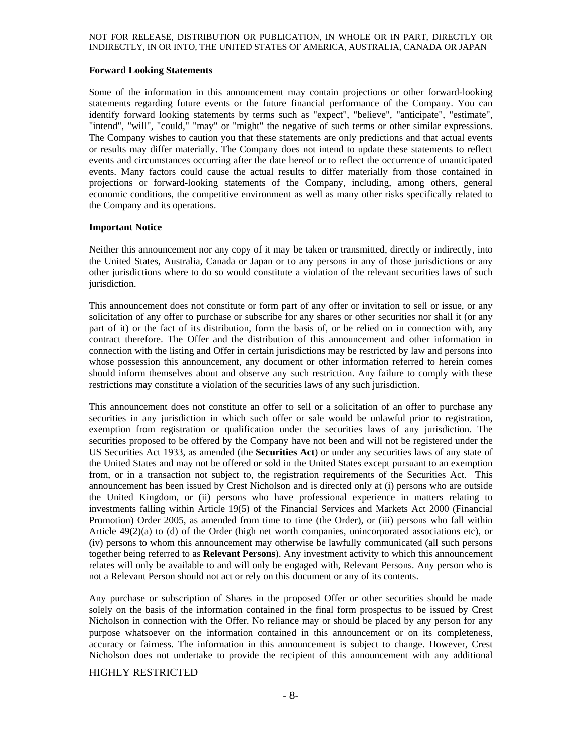**Forward Looking Statements**

Some of the information in this announcement may contain projections or other forward-looking statements regarding future events or the future financial performance of the Company. You can identify forward looking statements by terms such as "expect", "believe", "anticipate", "estimate", "intend", "will", "could," "may" or "might" the negative of such terms or other similar expressions. The Company wishes to caution you that these statements are only predictions and that actual events or results may differ materially. The Company does not intend to update these statements to reflect events and circumstances occurring after the date hereof or to reflect the occurrence of unanticipated events. Many factors could cause the actual results to differ materially from those contained in projections or forward-looking statements of the Company, including, among others, general economic conditions, the competitive environment as well as many other risks specifically related to the Company and its operations.

**Important Notice**

Neither this announcement nor any copy of it may be taken or transmitted, directly or indirectly, into the United States, Australia, Canada or Japan or to any persons in any of those jurisdictions or any other jurisdictions where to do so would constitute a violation of the relevant securities laws of such jurisdiction.

This announcement does not constitute or form part of any offer or invitation to sell or issue, or any solicitation of any offer to purchase or subscribe for any shares or other securities nor shall it (or any part of it) or the fact of its distribution, form the basis of, or be relied on in connection with, any contract therefore. The Offer and the distribution of this announcement and other information in connection with the listing and Offer in certain jurisdictions may be restricted by law and persons into whose possession this announcement, any document or other information referred to herein comes should inform themselves about and observe any such restriction. Any failure to comply with these restrictions may constitute a violation of the securities laws of any such jurisdiction.

This announcement does not constitute an offer to sell or a solicitation of an offer to purchase any securities in any jurisdiction in which such offer or sale would be unlawful prior to registration, exemption from registration or qualification under the securities laws of any jurisdiction. The securities proposed to be offered by the Company have not been and will not be registered under the US Securities Act 1933, as amended (the **Securities Act**) or under any securities laws of any state of the United States and may not be offered or sold in the United States except pursuant to an exemption from, or in a transaction not subject to, the registration requirements of the Securities Act. This announcement has been issued by Crest Nicholson and is directed only at (i) persons who are outside the United Kingdom, or (ii) persons who have professional experience in matters relating to investments falling within Article 19(5) of the Financial Services and Markets Act 2000 (Financial Promotion) Order 2005, as amended from time to time (the Order), or (iii) persons who fall within Article 49(2)(a) to (d) of the Order (high net worth companies, unincorporated associations etc), or (iv) persons to whom this announcement may otherwise be lawfully communicated (all such persons together being referred to as **Relevant Persons**). Any investment activity to which this announcement relates will only be available to and will only be engaged with, Relevant Persons. Any person who is not a Relevant Person should not act or rely on this document or any of its contents.

Any purchase or subscription of Shares in the proposed Offer or other securities should be made solely on the basis of the information contained in the final form prospectus to be issued by Crest Nicholson in connection with the Offer. No reliance may or should be placed by any person for any purpose whatsoever on the information contained in this announcement or on its completeness, accuracy or fairness. The information in this announcement is subject to change. However, Crest Nicholson does not undertake to provide the recipient of this announcement with any additional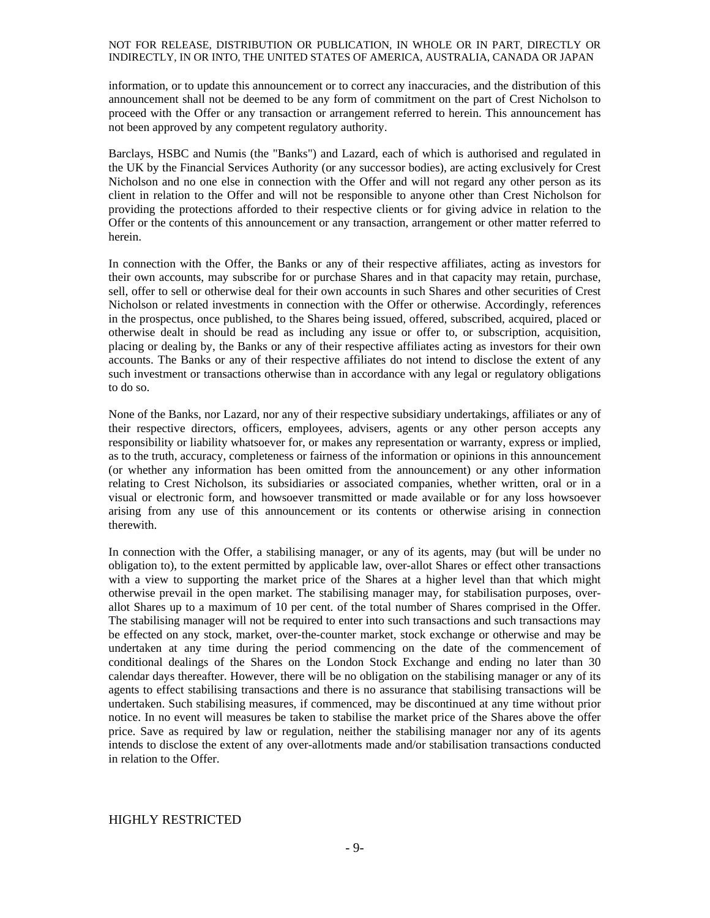information, or to update this announcement or to correct any inaccuracies, and the distribution of this announcement shall not be deemed to be any form of commitment on the part of Crest Nicholson to proceed with the Offer or any transaction or arrangement referred to herein. This announcement has not been approved by any competent regulatory authority.

Barclays, HSBC and Numis (the "Banks") and Lazard, each of which is authorised and regulated in the UK by the Financial Services Authority (or any successor bodies), are acting exclusively for Crest Nicholson and no one else in connection with the Offer and will not regard any other person as its client in relation to the Offer and will not be responsible to anyone other than Crest Nicholson for providing the protections afforded to their respective clients or for giving advice in relation to the Offer or the contents of this announcement or any transaction, arrangement or other matter referred to herein.

In connection with the Offer, the Banks or any of their respective affiliates, acting as investors for their own accounts, may subscribe for or purchase Shares and in that capacity may retain, purchase, sell, offer to sell or otherwise deal for their own accounts in such Shares and other securities of Crest Nicholson or related investments in connection with the Offer or otherwise. Accordingly, references in the prospectus, once published, to the Shares being issued, offered, subscribed, acquired, placed or otherwise dealt in should be read as including any issue or offer to, or subscription, acquisition, placing or dealing by, the Banks or any of their respective affiliates acting as investors for their own accounts. The Banks or any of their respective affiliates do not intend to disclose the extent of any such investment or transactions otherwise than in accordance with any legal or regulatory obligations to do so.

None of the Banks, nor Lazard, nor any of their respective subsidiary undertakings, affiliates or any of their respective directors, officers, employees, advisers, agents or any other person accepts any responsibility or liability whatsoever for, or makes any representation or warranty, express or implied, as to the truth, accuracy, completeness or fairness of the information or opinions in this announcement (or whether any information has been omitted from the announcement) or any other information relating to Crest Nicholson, its subsidiaries or associated companies, whether written, oral or in a visual or electronic form, and howsoever transmitted or made available or for any loss howsoever arising from any use of this announcement or its contents or otherwise arising in connection therewith.

In connection with the Offer, a stabilising manager, or any of its agents, may (but will be under no obligation to), to the extent permitted by applicable law, over-allot Shares or effect other transactions with a view to supporting the market price of the Shares at a higher level than that which might otherwise prevail in the open market. The stabilising manager may, for stabilisation purposes, over-allot Shares up to a maximum of 10 per cent. of the total number of Shares comprised in the Offer. The stabilising manager will not be required to enter into such transactions and such transactions may be effected on any stock, market, over-the-counter market, stock exchange or otherwise and may be undertaken at any time during the period commencing on the date of the commencement of conditional dealings of the Shares on the London Stock Exchange and ending no later than 30 calendar days thereafter. However, there will be no obligation on the stabilising manager or any of its agents to effect stabilising transactions and there is no assurance that stabilising transactions will be undertaken. Such stabilising measures, if commenced, may be discontinued at any time without prior notice. In no event will measures be taken to stabilise the market price of the Shares above the offer price. Save as required by law or regulation, neither the stabilising manager nor any of its agents intends to disclose the extent of any over-allotments made and/or stabilisation transactions conducted in relation to the Offer.